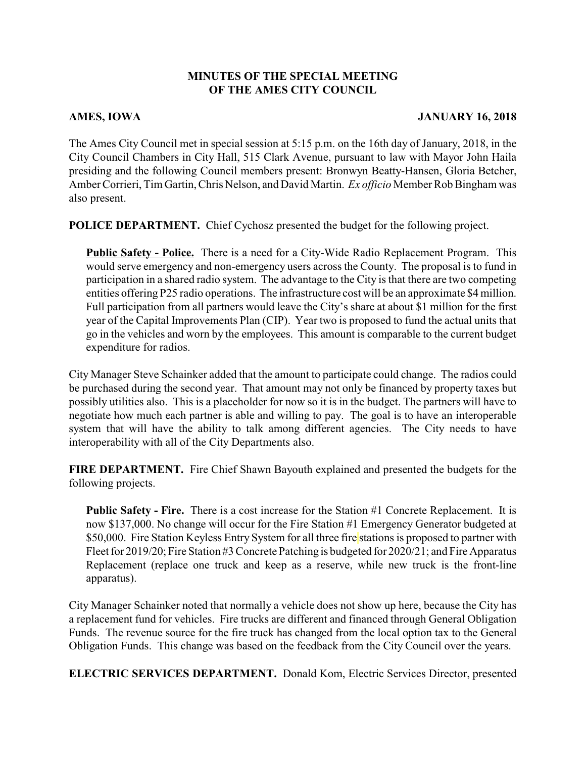# MINUTES OF THE SPECIAL MEETING OF THE AMES CITY COUNCIL

**AMES, IOWA** **JANUARY 16, 2018**

The Ames City Council met in special session at 5:15 p.m. on the 16th day of January, 2018, in the City Council Chambers in City Hall, 515 Clark Avenue, pursuant to law with Mayor John Haila presiding and the following Council members present: Bronwyn Beatty-Hansen, Gloria Betcher, Amber Corrieri, Tim Gartin, Chris Nelson, and David Martin. *Ex officio* Member Rob Bingham was also present.

**POLICE DEPARTMENT.** Chief Cychosz presented the budget for the following project.

**Public Safety - Police.** There is a need for a City-Wide Radio Replacement Program. This would serve emergency and non-emergency users across the County. The proposal is to fund in participation in a shared radio system. The advantage to the City is that there are two competing entities offering P25 radio operations. The infrastructure cost will be an approximate $4 million. Full participation from all partners would leave the City's share at about $1 million for the first year of the Capital Improvements Plan (CIP). Year two is proposed to fund the actual units that go in the vehicles and worn by the employees. This amount is comparable to the current budget expenditure for radios.

City Manager Steve Schainker added that the amount to participate could change. The radios could be purchased during the second year. That amount may not only be financed by property taxes but possibly utilities also. This is a placeholder for now so it is in the budget. The partners will have to negotiate how much each partner is able and willing to pay. The goal is to have an interoperable system that will have the ability to talk among different agencies. The City needs to have interoperability with all of the City Departments also.

**FIRE DEPARTMENT.** Fire Chief Shawn Bayouth explained and presented the budgets for the following projects.

**Public Safety - Fire.** There is a cost increase for the Station #1 Concrete Replacement. It is now $137,000. No change will occur for the Fire Station #1 Emergency Generator budgeted at $50,000. Fire Station Keyless Entry System for all three fire stations is proposed to partner with Fleet for 2019/20; Fire Station #3 Concrete Patching is budgeted for 2020/21; and Fire Apparatus Replacement (replace one truck and keep as a reserve, while new truck is the front-line apparatus).

City Manager Schainker noted that normally a vehicle does not show up here, because the City has a replacement fund for vehicles. Fire trucks are different and financed through General Obligation Funds. The revenue source for the fire truck has changed from the local option tax to the General Obligation Funds. This change was based on the feedback from the City Council over the years.

**ELECTRIC SERVICES DEPARTMENT.** Donald Kom, Electric Services Director, presented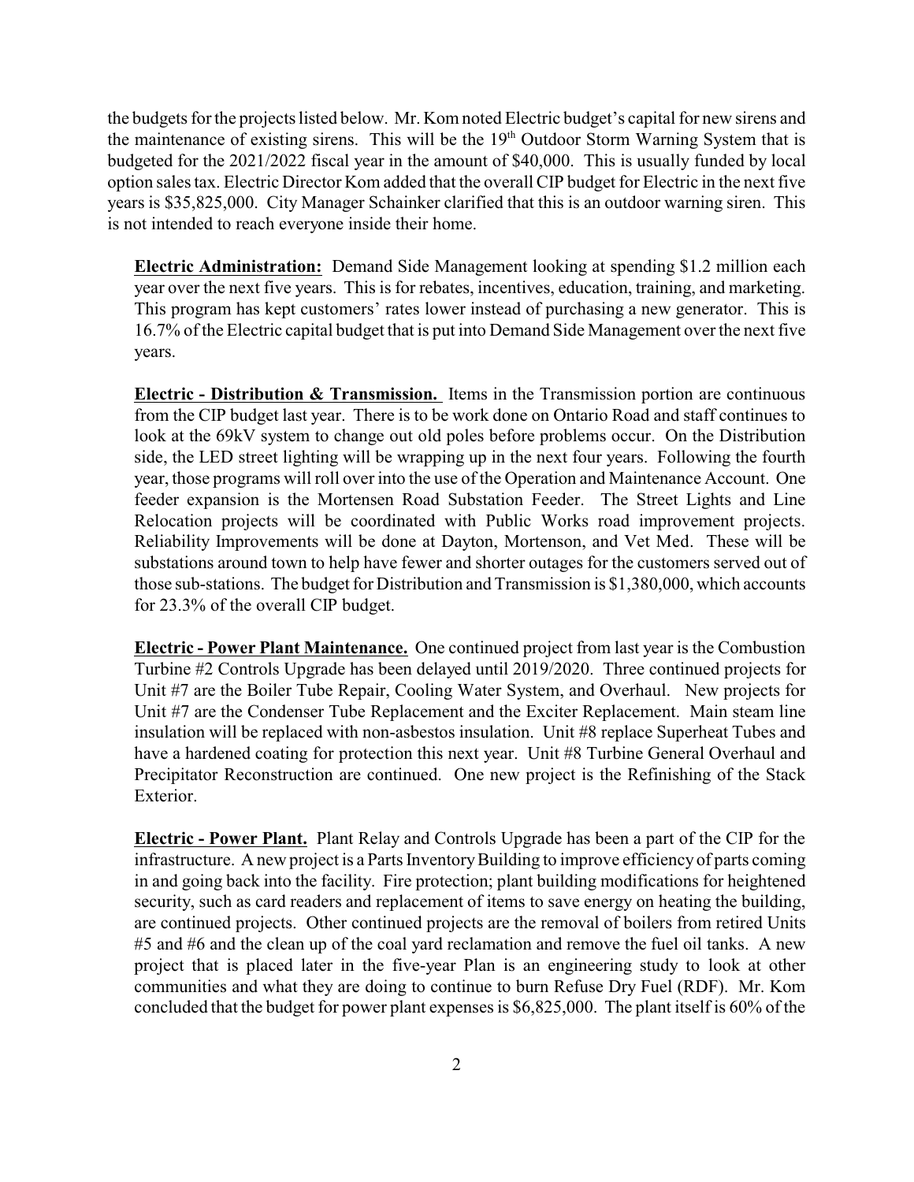the budgets for the projects listed below. Mr. Kom noted Electric budget's capital for new sirens and the maintenance of existing sirens. This will be the 19th Outdoor Storm Warning System that is budgeted for the 2021/2022 fiscal year in the amount of $40,000. This is usually funded by local option sales tax. Electric Director Kom added that the overall CIP budget for Electric in the next five years is $35,825,000. City Manager Schainker clarified that this is an outdoor warning siren. This is not intended to reach everyone inside their home.

**Electric Administration:** Demand Side Management looking at spending $1.2 million each year over the next five years. This is for rebates, incentives, education, training, and marketing. This program has kept customers' rates lower instead of purchasing a new generator. This is 16.7% of the Electric capital budget that is put into Demand Side Management over the next five years.

**Electric - Distribution & Transmission.** Items in the Transmission portion are continuous from the CIP budget last year. There is to be work done on Ontario Road and staff continues to look at the 69kV system to change out old poles before problems occur. On the Distribution side, the LED street lighting will be wrapping up in the next four years. Following the fourth year, those programs will roll over into the use of the Operation and Maintenance Account. One feeder expansion is the Mortensen Road Substation Feeder. The Street Lights and Line Relocation projects will be coordinated with Public Works road improvement projects. Reliability Improvements will be done at Dayton, Mortenson, and Vet Med. These will be substations around town to help have fewer and shorter outages for the customers served out of those sub-stations. The budget for Distribution and Transmission is $1,380,000, which accounts for 23.3% of the overall CIP budget.

**Electric - Power Plant Maintenance.** One continued project from last year is the Combustion Turbine #2 Controls Upgrade has been delayed until 2019/2020. Three continued projects for Unit #7 are the Boiler Tube Repair, Cooling Water System, and Overhaul. New projects for Unit #7 are the Condenser Tube Replacement and the Exciter Replacement. Main steam line insulation will be replaced with non-asbestos insulation. Unit #8 replace Superheat Tubes and have a hardened coating for protection this next year. Unit #8 Turbine General Overhaul and Precipitator Reconstruction are continued. One new project is the Refinishing of the Stack Exterior.

**Electric - Power Plant.** Plant Relay and Controls Upgrade has been a part of the CIP for the infrastructure. A new project is a Parts Inventory Building to improve efficiency of parts coming in and going back into the facility. Fire protection; plant building modifications for heightened security, such as card readers and replacement of items to save energy on heating the building, are continued projects. Other continued projects are the removal of boilers from retired Units #5 and #6 and the clean up of the coal yard reclamation and remove the fuel oil tanks. A new project that is placed later in the five-year Plan is an engineering study to look at other communities and what they are doing to continue to burn Refuse Dry Fuel (RDF). Mr. Kom concluded that the budget for power plant expenses is $6,825,000. The plant itself is 60% of the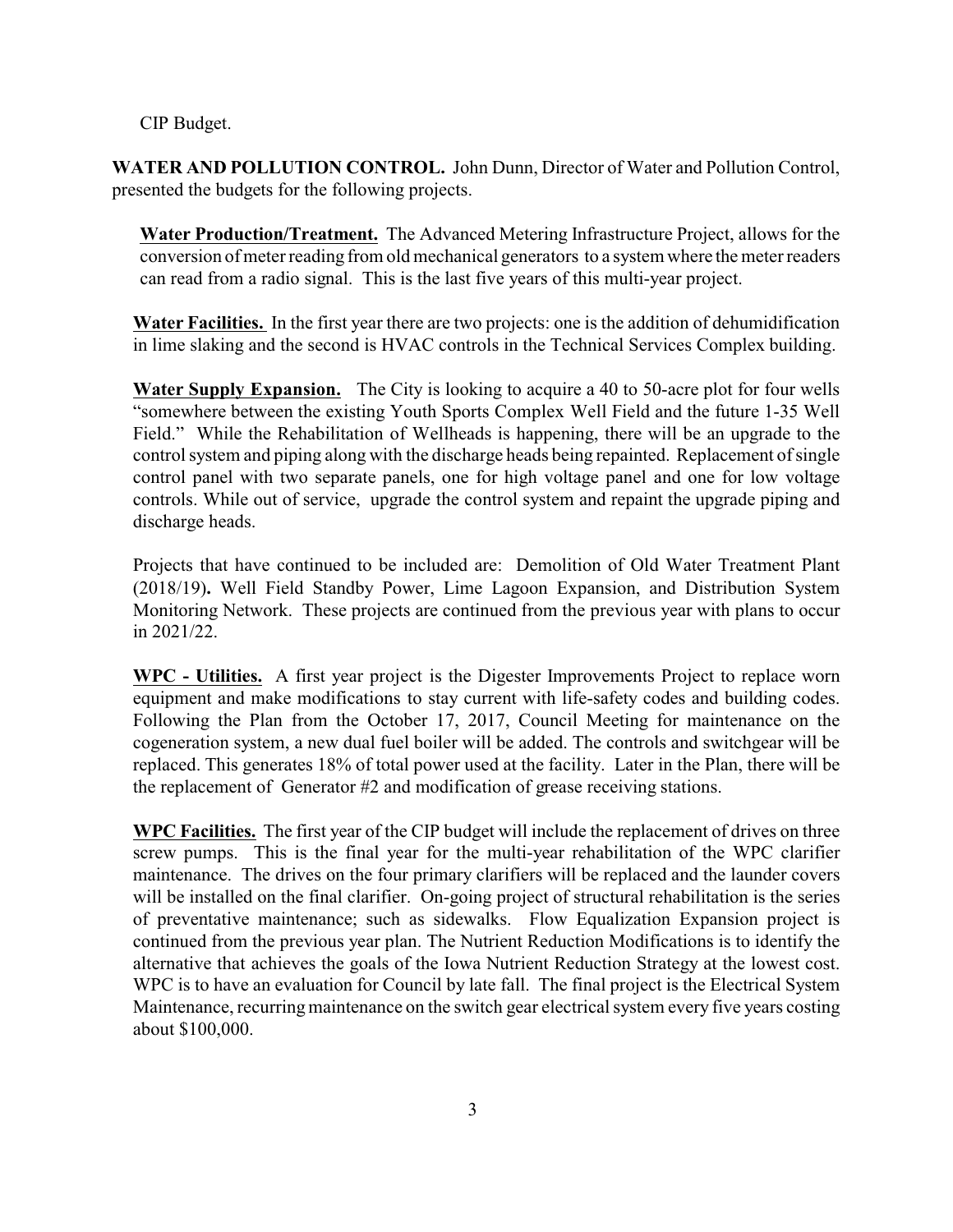CIP Budget.

**WATER AND POLLUTION CONTROL.** John Dunn, Director of Water and Pollution Control, presented the budgets for the following projects.

**Water Production/Treatment.** The Advanced Metering Infrastructure Project, allows for the conversion of meter reading from old mechanical generators to a system where the meter readers can read from a radio signal. This is the last five years of this multi-year project.

**Water Facilities.** In the first year there are two projects: one is the addition of dehumidification in lime slaking and the second is HVAC controls in the Technical Services Complex building.

**Water Supply Expansion.** The City is looking to acquire a 40 to 50-acre plot for four wells "somewhere between the existing Youth Sports Complex Well Field and the future 1-35 Well Field." While the Rehabilitation of Wellheads is happening, there will be an upgrade to the control system and piping along with the discharge heads being repainted. Replacement of single control panel with two separate panels, one for high voltage panel and one for low voltage controls. While out of service, upgrade the control system and repaint the upgrade piping and discharge heads.

Projects that have continued to be included are: Demolition of Old Water Treatment Plant (2018/19)**.** Well Field Standby Power, Lime Lagoon Expansion, and Distribution System Monitoring Network. These projects are continued from the previous year with plans to occur in 2021/22.

**WPC - Utilities.** A first year project is the Digester Improvements Project to replace worn equipment and make modifications to stay current with life-safety codes and building codes. Following the Plan from the October 17, 2017, Council Meeting for maintenance on the cogeneration system, a new dual fuel boiler will be added. The controls and switchgear will be replaced. This generates 18% of total power used at the facility. Later in the Plan, there will be the replacement of Generator #2 and modification of grease receiving stations.

**WPC Facilities.** The first year of the CIP budget will include the replacement of drives on three screw pumps. This is the final year for the multi-year rehabilitation of the WPC clarifier maintenance. The drives on the four primary clarifiers will be replaced and the launder covers will be installed on the final clarifier. On-going project of structural rehabilitation is the series of preventative maintenance; such as sidewalks. Flow Equalization Expansion project is continued from the previous year plan. The Nutrient Reduction Modifications is to identify the alternative that achieves the goals of the Iowa Nutrient Reduction Strategy at the lowest cost. WPC is to have an evaluation for Council by late fall. The final project is the Electrical System Maintenance, recurring maintenance on the switch gear electrical system every five years costing about $100,000.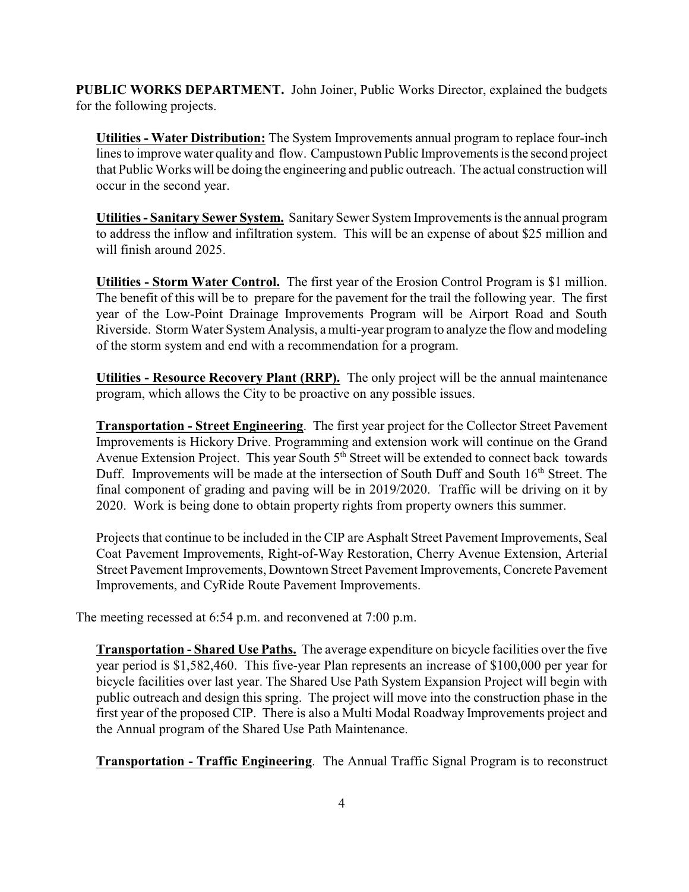**PUBLIC WORKS DEPARTMENT.** John Joiner, Public Works Director, explained the budgets for the following projects.

**<u>Utilities - Water Distribution:</u>** The System Improvements annual program to replace four-inch lines to improve water quality and flow. Campustown Public Improvements is the second project that Public Works will be doing the engineering and public outreach. The actual construction will occur in the second year.

**<u>Utilities - Sanitary Sewer System.</u>** Sanitary Sewer System Improvements is the annual program to address the inflow and infiltration system. This will be an expense of about $25 million and will finish around 2025.

**<u>Utilities - Storm Water Control.</u>** The first year of the Erosion Control Program is $1 million. The benefit of this will be to prepare for the pavement for the trail the following year. The first year of the Low-Point Drainage Improvements Program will be Airport Road and South Riverside. Storm Water System Analysis, a multi-year program to analyze the flow and modeling of the storm system and end with a recommendation for a program.

**<u>Utilities - Resource Recovery Plant (RRP).</u>** The only project will be the annual maintenance program, which allows the City to be proactive on any possible issues.

**<u>Transportation - Street Engineering</u>**. The first year project for the Collector Street Pavement Improvements is Hickory Drive. Programming and extension work will continue on the Grand Avenue Extension Project. This year South 5th Street will be extended to connect back towards Duff. Improvements will be made at the intersection of South Duff and South 16th Street. The final component of grading and paving will be in 2019/2020. Traffic will be driving on it by 2020. Work is being done to obtain property rights from property owners this summer.

Projects that continue to be included in the CIP are Asphalt Street Pavement Improvements, Seal Coat Pavement Improvements, Right-of-Way Restoration, Cherry Avenue Extension, Arterial Street Pavement Improvements, Downtown Street Pavement Improvements, Concrete Pavement Improvements, and CyRide Route Pavement Improvements.

The meeting recessed at 6:54 p.m. and reconvened at 7:00 p.m.

**<u>Transportation - Shared Use Paths.</u>** The average expenditure on bicycle facilities over the five year period is $1,582,460. This five-year Plan represents an increase of $100,000 per year for bicycle facilities over last year. The Shared Use Path System Expansion Project will begin with public outreach and design this spring. The project will move into the construction phase in the first year of the proposed CIP. There is also a Multi Modal Roadway Improvements project and the Annual program of the Shared Use Path Maintenance.

**<u>Transportation - Traffic Engineering</u>**. The Annual Traffic Signal Program is to reconstruct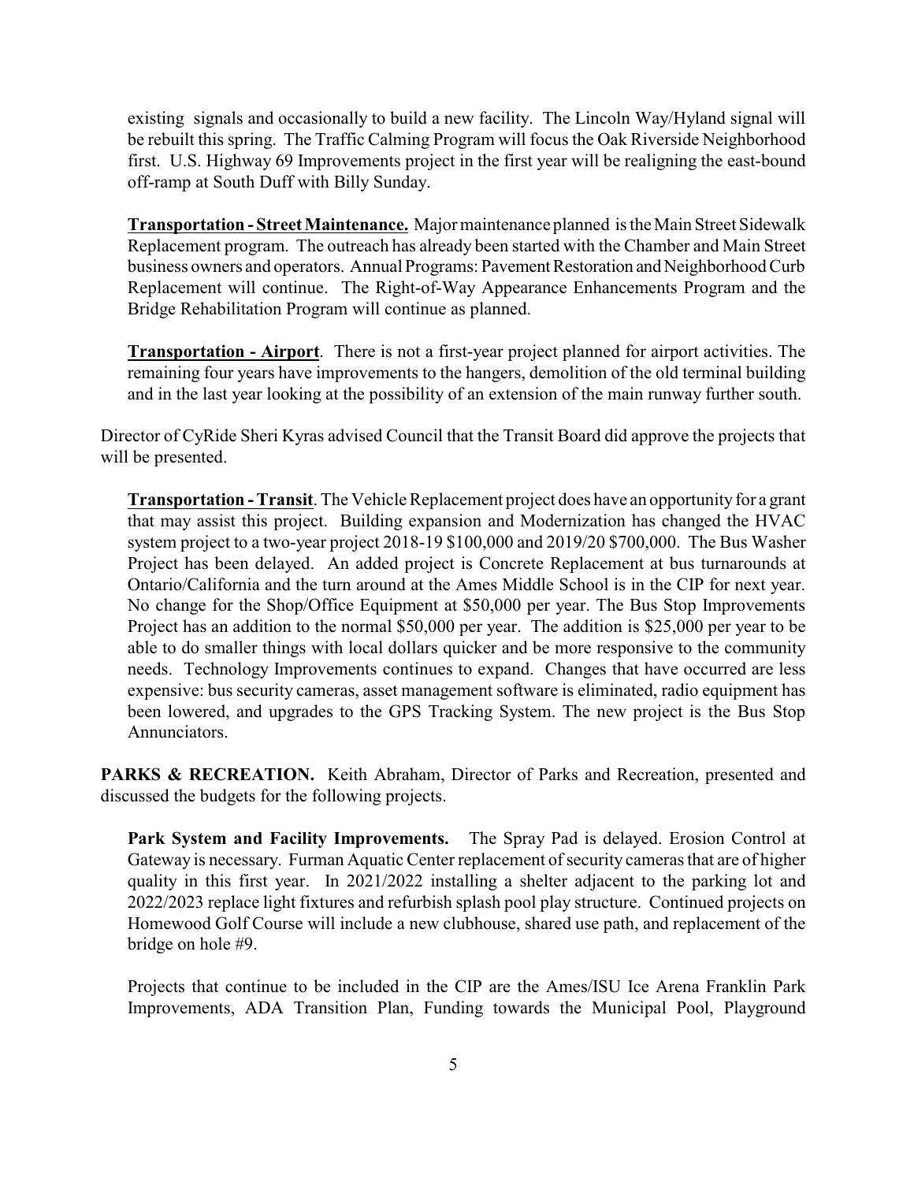existing signals and occasionally to build a new facility. The Lincoln Way/Hyland signal will be rebuilt this spring. The Traffic Calming Program will focus the Oak Riverside Neighborhood first. U.S. Highway 69 Improvements project in the first year will be realigning the east-bound off-ramp at South Duff with Billy Sunday.

**Transportation - Street Maintenance.** Major maintenance planned is the Main Street Sidewalk Replacement program. The outreach has already been started with the Chamber and Main Street business owners and operators. Annual Programs: Pavement Restoration and Neighborhood Curb Replacement will continue. The Right-of-Way Appearance Enhancements Program and the Bridge Rehabilitation Program will continue as planned.

**Transportation - Airport**. There is not a first-year project planned for airport activities. The remaining four years have improvements to the hangers, demolition of the old terminal building and in the last year looking at the possibility of an extension of the main runway further south.

Director of CyRide Sheri Kyras advised Council that the Transit Board did approve the projects that will be presented.

**Transportation - Transit**. The Vehicle Replacement project does have an opportunity for a grant that may assist this project. Building expansion and Modernization has changed the HVAC system project to a two-year project 2018-19 $100,000 and 2019/20 $700,000. The Bus Washer Project has been delayed. An added project is Concrete Replacement at bus turnarounds at Ontario/California and the turn around at the Ames Middle School is in the CIP for next year. No change for the Shop/Office Equipment at $50,000 per year. The Bus Stop Improvements Project has an addition to the normal $50,000 per year. The addition is $25,000 per year to be able to do smaller things with local dollars quicker and be more responsive to the community needs. Technology Improvements continues to expand. Changes that have occurred are less expensive: bus security cameras, asset management software is eliminated, radio equipment has been lowered, and upgrades to the GPS Tracking System. The new project is the Bus Stop Annunciators.

**PARKS & RECREATION.** Keith Abraham, Director of Parks and Recreation, presented and discussed the budgets for the following projects.

**Park System and Facility Improvements.** The Spray Pad is delayed. Erosion Control at Gateway is necessary. Furman Aquatic Center replacement of security cameras that are of higher quality in this first year. In 2021/2022 installing a shelter adjacent to the parking lot and 2022/2023 replace light fixtures and refurbish splash pool play structure. Continued projects on Homewood Golf Course will include a new clubhouse, shared use path, and replacement of the bridge on hole #9.

Projects that continue to be included in the CIP are the Ames/ISU Ice Arena Franklin Park Improvements, ADA Transition Plan, Funding towards the Municipal Pool, Playground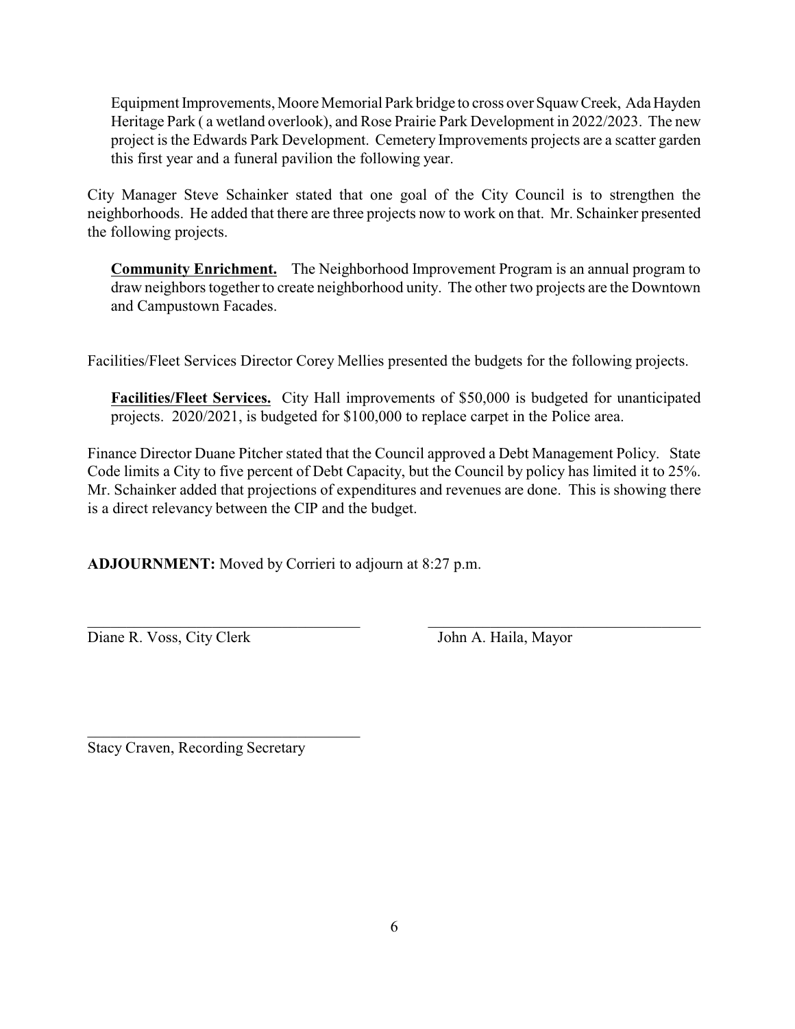Equipment Improvements, Moore Memorial Park bridge to cross over Squaw Creek, Ada Hayden Heritage Park ( a wetland overlook), and Rose Prairie Park Development in 2022/2023. The new project is the Edwards Park Development. Cemetery Improvements projects are a scatter garden this first year and a funeral pavilion the following year.

City Manager Steve Schainker stated that one goal of the City Council is to strengthen the neighborhoods. He added that there are three projects now to work on that. Mr. Schainker presented the following projects.

**Community Enrichment.** The Neighborhood Improvement Program is an annual program to draw neighbors together to create neighborhood unity. The other two projects are the Downtown and Campustown Facades.

Facilities/Fleet Services Director Corey Mellies presented the budgets for the following projects.

**Facilities/Fleet Services.** City Hall improvements of $50,000 is budgeted for unanticipated projects. 2020/2021, is budgeted for $100,000 to replace carpet in the Police area.

Finance Director Duane Pitcher stated that the Council approved a Debt Management Policy. State Code limits a City to five percent of Debt Capacity, but the Council by policy has limited it to 25%. Mr. Schainker added that projections of expenditures and revenues are done. This is showing there is a direct relevancy between the CIP and the budget.

**ADJOURNMENT:** Moved by Corrieri to adjourn at 8:27 p.m.

\_\_\_\_\_\_\_\_\_\_\_\_\_\_\_\_\_\_\_\_\_\_\_\_\_\_\_\_\_\_\_\_\_\_\_\_
Diane R. Voss, City Clerk

\_\_\_\_\_\_\_\_\_\_\_\_\_\_\_\_\_\_\_\_\_\_\_\_\_\_\_\_\_\_\_\_\_\_\_\_
John A. Haila, Mayor

\_\_\_\_\_\_\_\_\_\_\_\_\_\_\_\_\_\_\_\_\_\_\_\_\_\_\_\_\_\_\_\_\_\_\_\_
Stacy Craven, Recording Secretary